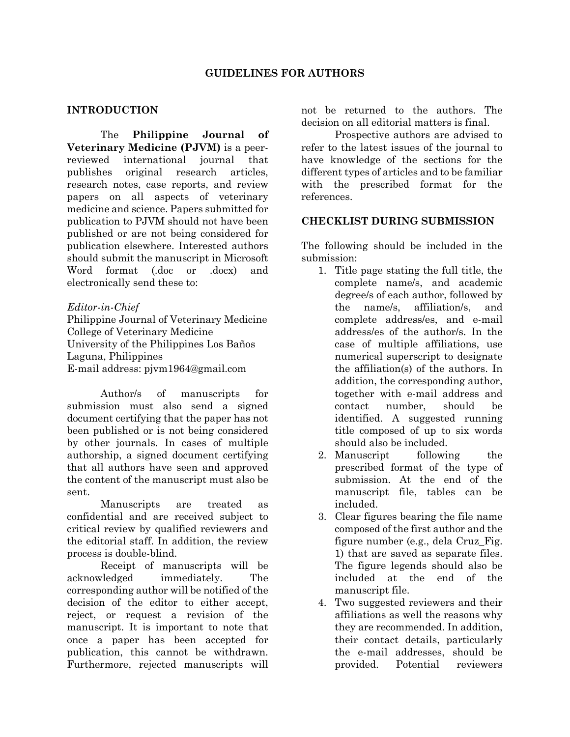# GUIDELINES FOR AUTHORS

## INTRODUCTION

The **Philippine Journal of Veterinary Medicine (PJVM)** is a peer-reviewed international journal that publishes original research articles, research notes, case reports, and review papers on all aspects of veterinary medicine and science. Papers submitted for publication to PJVM should not have been published or are not being considered for publication elsewhere. Interested authors should submit the manuscript in Microsoft Word format (.doc or .docx) and electronically send these to:

*Editor-in-Chief*
Philippine Journal of Veterinary Medicine
College of Veterinary Medicine
University of the Philippines Los Baños
Laguna, Philippines
E-mail address: pjvm1964@gmail.com

Author/s of manuscripts for submission must also send a signed document certifying that the paper has not been published or is not being considered by other journals. In cases of multiple authorship, a signed document certifying that all authors have seen and approved the content of the manuscript must also be sent.

Manuscripts are treated as confidential and are received subject to critical review by qualified reviewers and the editorial staff. In addition, the review process is double-blind.

Receipt of manuscripts will be acknowledged immediately. The corresponding author will be notified of the decision of the editor to either accept, reject, or request a revision of the manuscript. It is important to note that once a paper has been accepted for publication, this cannot be withdrawn. Furthermore, rejected manuscripts will not be returned to the authors. The decision on all editorial matters is final.

Prospective authors are advised to refer to the latest issues of the journal to have knowledge of the sections for the different types of articles and to be familiar with the prescribed format for the references.

## CHECKLIST DURING SUBMISSION

The following should be included in the submission:

1. Title page stating the full title, the complete name/s, and academic degree/s of each author, followed by the name/s, affiliation/s, and complete address/es, and e-mail address/es of the author/s. In the case of multiple affiliations, use numerical superscript to designate the affiliation(s) of the authors. In addition, the corresponding author, together with e-mail address and contact number, should be identified. A suggested running title composed of up to six words should also be included.
2. Manuscript following the prescribed format of the type of submission. At the end of the manuscript file, tables can be included.
3. Clear figures bearing the file name composed of the first author and the figure number (e.g., dela Cruz_Fig. 1) that are saved as separate files. The figure legends should also be included at the end of the manuscript file.
4. Two suggested reviewers and their affiliations as well the reasons why they are recommended. In addition, their contact details, particularly the e-mail addresses, should be provided. Potential reviewers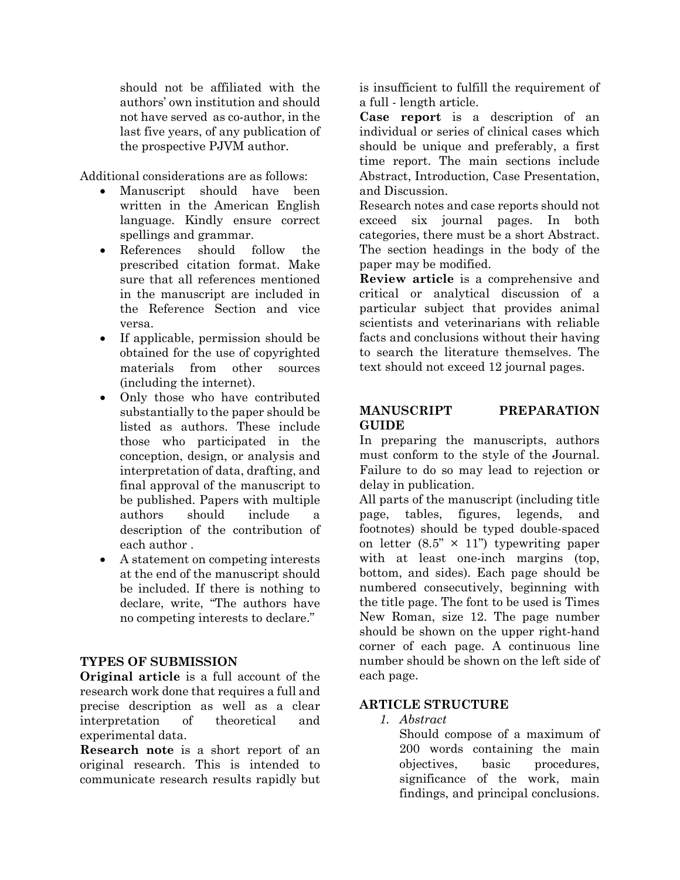should not be affiliated with the authors' own institution and should not have served as co-author, in the last five years, of any publication of the prospective PJVM author.

Additional considerations are as follows:

- Manuscript should have been written in the American English language. Kindly ensure correct spellings and grammar.
- References should follow the prescribed citation format. Make sure that all references mentioned in the manuscript are included in the Reference Section and vice versa.
- If applicable, permission should be obtained for the use of copyrighted materials from other sources (including the internet).
- Only those who have contributed substantially to the paper should be listed as authors. These include those who participated in the conception, design, or analysis and interpretation of data, drafting, and final approval of the manuscript to be published. Papers with multiple authors should include a description of the contribution of each author .
- A statement on competing interests at the end of the manuscript should be included. If there is nothing to declare, write, "The authors have no competing interests to declare."

## TYPES OF SUBMISSION

**Original article** is a full account of the research work done that requires a full and precise description as well as a clear interpretation of theoretical and experimental data.

**Research note** is a short report of an original research. This is intended to communicate research results rapidly but is insufficient to fulfill the requirement of a full - length article.

**Case report** is a description of an individual or series of clinical cases which should be unique and preferably, a first time report. The main sections include Abstract, Introduction, Case Presentation, and Discussion.

Research notes and case reports should not exceed six journal pages. In both categories, there must be a short Abstract. The section headings in the body of the paper may be modified.

**Review article** is a comprehensive and critical or analytical discussion of a particular subject that provides animal scientists and veterinarians with reliable facts and conclusions without their having to search the literature themselves. The text should not exceed 12 journal pages.

## MANUSCRIPT PREPARATION GUIDE

In preparing the manuscripts, authors must conform to the style of the Journal. Failure to do so may lead to rejection or delay in publication.

All parts of the manuscript (including title page, tables, figures, legends, and footnotes) should be typed double-spaced on letter (8.5" × 11") typewriting paper with at least one-inch margins (top, bottom, and sides). Each page should be numbered consecutively, beginning with the title page. The font to be used is Times New Roman, size 12. The page number should be shown on the upper right-hand corner of each page. A continuous line number should be shown on the left side of each page.

## ARTICLE STRUCTURE

1. *Abstract*

   Should compose of a maximum of 200 words containing the main objectives, basic procedures, significance of the work, main findings, and principal conclusions.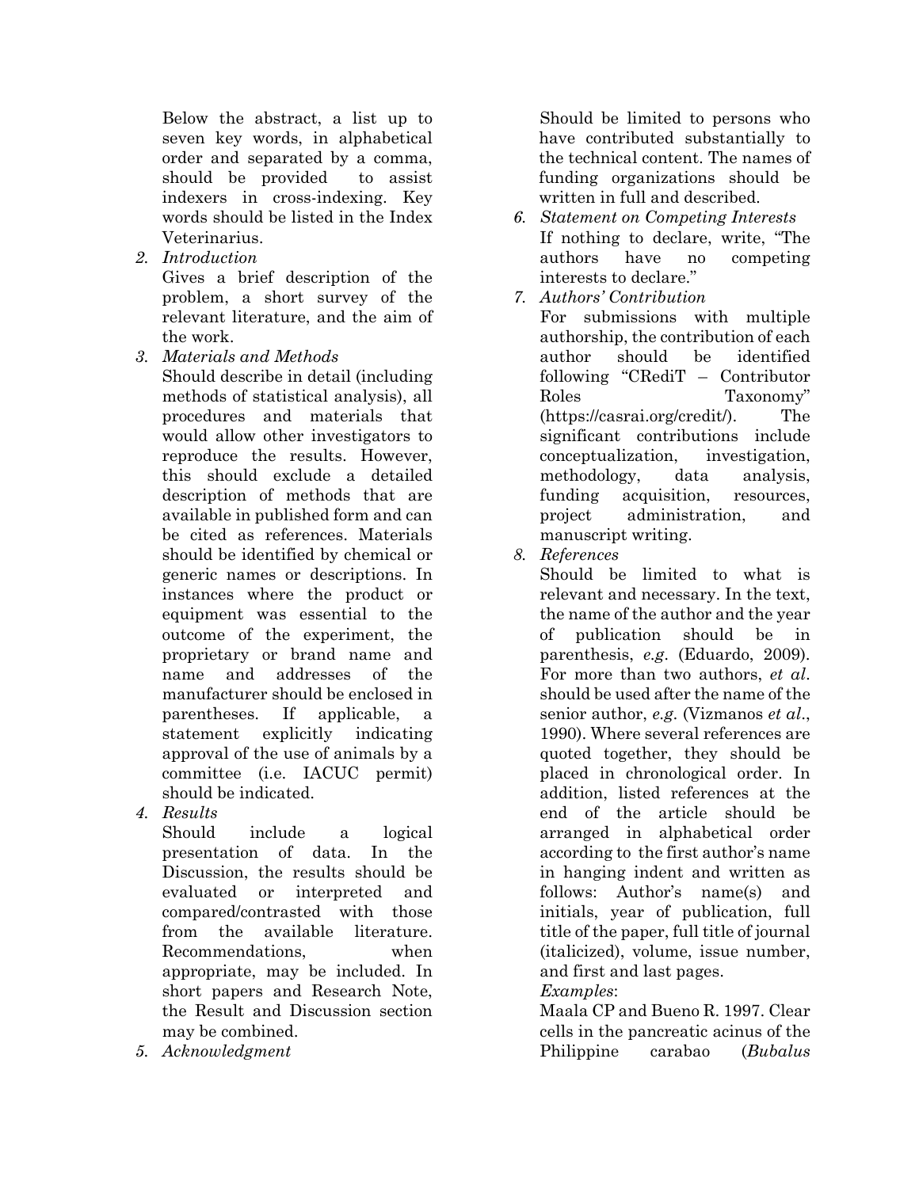Below the abstract, a list up to seven key words, in alphabetical order and separated by a comma, should be provided to assist indexers in cross-indexing. Key words should be listed in the Index Veterinarius.

2. *Introduction*

   Gives a brief description of the problem, a short survey of the relevant literature, and the aim of the work.

3. *Materials and Methods*

   Should describe in detail (including methods of statistical analysis), all procedures and materials that would allow other investigators to reproduce the results. However, this should exclude a detailed description of methods that are available in published form and can be cited as references. Materials should be identified by chemical or generic names or descriptions. In instances where the product or equipment was essential to the outcome of the experiment, the proprietary or brand name and name and addresses of the manufacturer should be enclosed in parentheses. If applicable, a statement explicitly indicating approval of the use of animals by a committee (i.e. IACUC permit) should be indicated.

4. *Results*

   Should include a logical presentation of data. In the Discussion, the results should be evaluated or interpreted and compared/contrasted with those from the available literature. Recommendations, when appropriate, may be included. In short papers and Research Note, the Result and Discussion section may be combined.

5. *Acknowledgment*

   Should be limited to persons who have contributed substantially to the technical content. The names of funding organizations should be written in full and described.

6. *Statement on Competing Interests*

   If nothing to declare, write, "The authors have no competing interests to declare."

7. *Authors' Contribution*

   For submissions with multiple authorship, the contribution of each author should be identified following "CRediT – Contributor Roles Taxonomy" (https://casrai.org/credit/). The significant contributions include conceptualization, investigation, methodology, data analysis, funding acquisition, resources, project administration, and manuscript writing.

8. *References*

   Should be limited to what is relevant and necessary. In the text, the name of the author and the year of publication should be in parenthesis, *e.g.* (Eduardo, 2009). For more than two authors, *et al*. should be used after the name of the senior author, *e.g.* (Vizmanos *et al*., 1990). Where several references are quoted together, they should be placed in chronological order. In addition, listed references at the end of the article should be arranged in alphabetical order according to the first author's name in hanging indent and written as follows: Author's name(s) and initials, year of publication, full title of the paper, full title of journal (italicized), volume, issue number, and first and last pages.

   *Examples*:

   Maala CP and Bueno R. 1997. Clear cells in the pancreatic acinus of the Philippine carabao (*Bubalus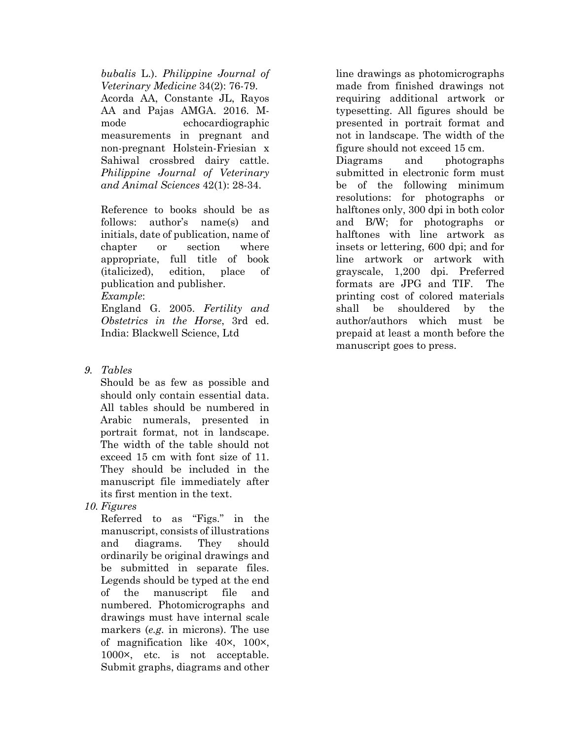*bubalis* L.). *Philippine Journal of Veterinary Medicine* 34(2): 76-79.

Acorda AA, Constante JL, Rayos AA and Pajas AMGA. 2016. M-mode echocardiographic measurements in pregnant and non-pregnant Holstein-Friesian x Sahiwal crossbred dairy cattle. *Philippine Journal of Veterinary and Animal Sciences* 42(1): 28-34.

Reference to books should be as follows: author's name(s) and initials, date of publication, name of chapter or section where appropriate, full title of book (italicized), edition, place of publication and publisher.

*Example*:

England G. 2005. *Fertility and Obstetrics in the Horse*, 3rd ed. India: Blackwell Science, Ltd

9. *Tables*

   Should be as few as possible and should only contain essential data. All tables should be numbered in Arabic numerals, presented in portrait format, not in landscape. The width of the table should not exceed 15 cm with font size of 11. They should be included in the manuscript file immediately after its first mention in the text.

10. *Figures*

    Referred to as "Figs." in the manuscript, consists of illustrations and diagrams. They should ordinarily be original drawings and be submitted in separate files. Legends should be typed at the end of the manuscript file and numbered. Photomicrographs and drawings must have internal scale markers (*e.g.* in microns). The use of magnification like 40×, 100×, 1000×, etc. is not acceptable. Submit graphs, diagrams and other line drawings as photomicrographs made from finished drawings not requiring additional artwork or typesetting. All figures should be presented in portrait format and not in landscape. The width of the figure should not exceed 15 cm.

    Diagrams and photographs submitted in electronic form must be of the following minimum resolutions: for photographs or halftones only, 300 dpi in both color and B/W; for photographs or halftones with line artwork as insets or lettering, 600 dpi; and for line artwork or artwork with grayscale, 1,200 dpi. Preferred formats are JPG and TIF. The printing cost of colored materials shall be shouldered by the author/authors which must be prepaid at least a month before the manuscript goes to press.